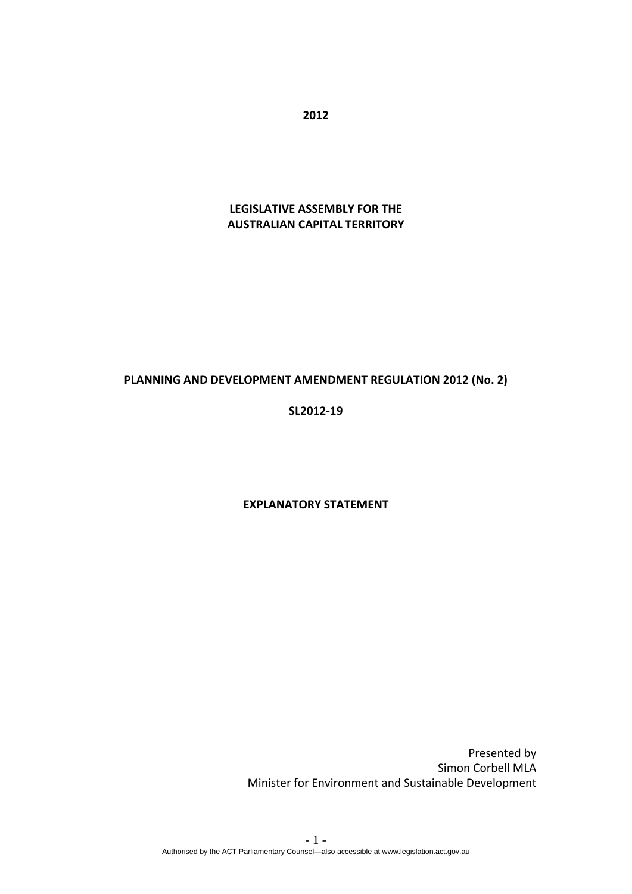**2012**

**LEGISLATIVE ASSEMBLY FOR THE AUSTRALIAN CAPITAL TERRITORY**

**PLANNING AND DEVELOPMENT AMENDMENT REGULATION 2012 (No. 2)**

**SL2012-19**

**EXPLANATORY STATEMENT**

Presented by
Simon Corbell MLA
Minister for Environment and Sustainable Development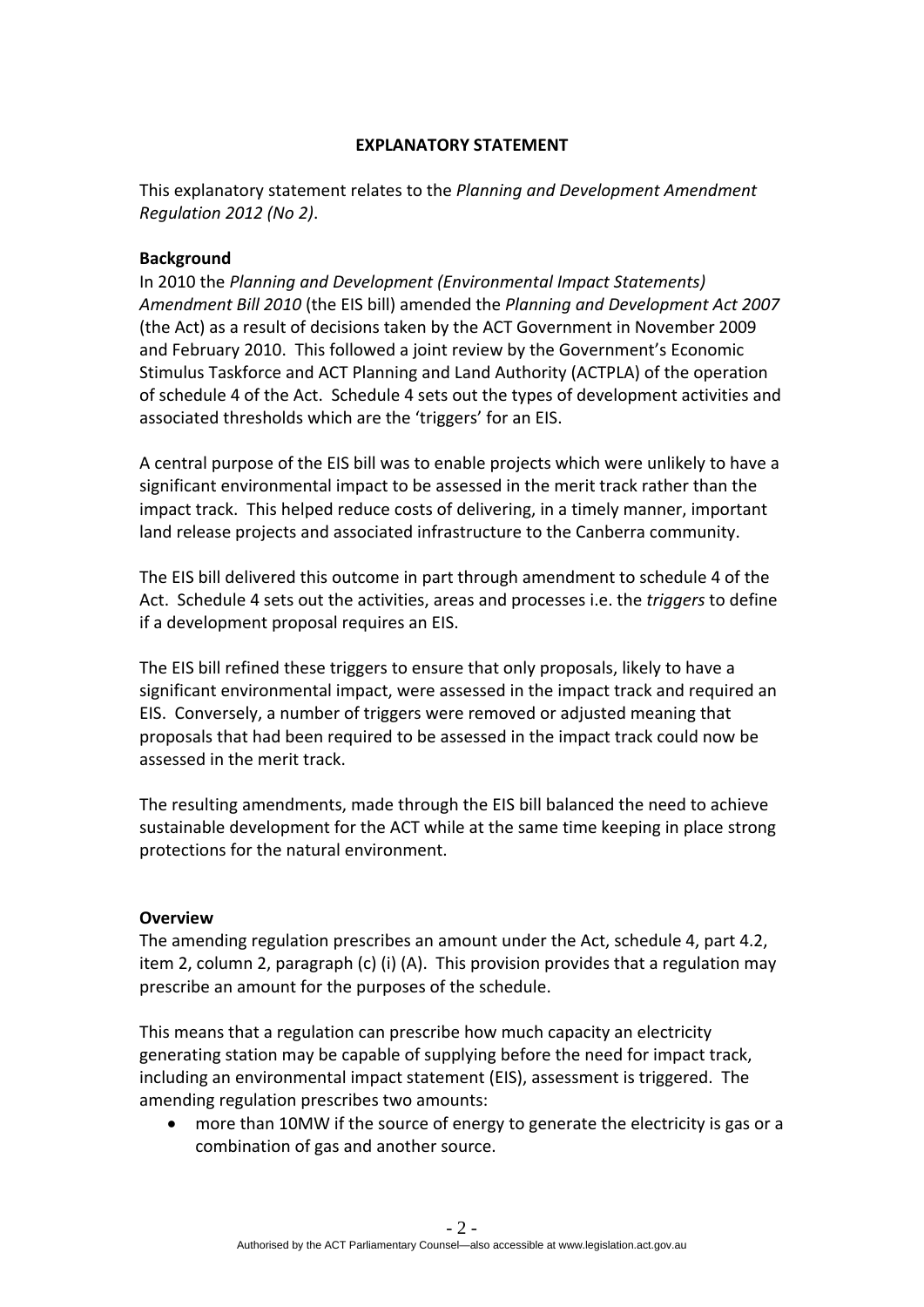**EXPLANATORY STATEMENT**

This explanatory statement relates to the *Planning and Development Amendment Regulation 2012 (No 2)*.

**Background**

In 2010 the *Planning and Development (Environmental Impact Statements) Amendment Bill 2010* (the EIS bill) amended the *Planning and Development Act 2007* (the Act) as a result of decisions taken by the ACT Government in November 2009 and February 2010. This followed a joint review by the Government's Economic Stimulus Taskforce and ACT Planning and Land Authority (ACTPLA) of the operation of schedule 4 of the Act. Schedule 4 sets out the types of development activities and associated thresholds which are the 'triggers' for an EIS.

A central purpose of the EIS bill was to enable projects which were unlikely to have a significant environmental impact to be assessed in the merit track rather than the impact track. This helped reduce costs of delivering, in a timely manner, important land release projects and associated infrastructure to the Canberra community.

The EIS bill delivered this outcome in part through amendment to schedule 4 of the Act. Schedule 4 sets out the activities, areas and processes i.e. the *triggers* to define if a development proposal requires an EIS.

The EIS bill refined these triggers to ensure that only proposals, likely to have a significant environmental impact, were assessed in the impact track and required an EIS. Conversely, a number of triggers were removed or adjusted meaning that proposals that had been required to be assessed in the impact track could now be assessed in the merit track.

The resulting amendments, made through the EIS bill balanced the need to achieve sustainable development for the ACT while at the same time keeping in place strong protections for the natural environment.

**Overview**

The amending regulation prescribes an amount under the Act, schedule 4, part 4.2, item 2, column 2, paragraph (c) (i) (A). This provision provides that a regulation may prescribe an amount for the purposes of the schedule.

This means that a regulation can prescribe how much capacity an electricity generating station may be capable of supplying before the need for impact track, including an environmental impact statement (EIS), assessment is triggered. The amending regulation prescribes two amounts:

- more than 10MW if the source of energy to generate the electricity is gas or a combination of gas and another source.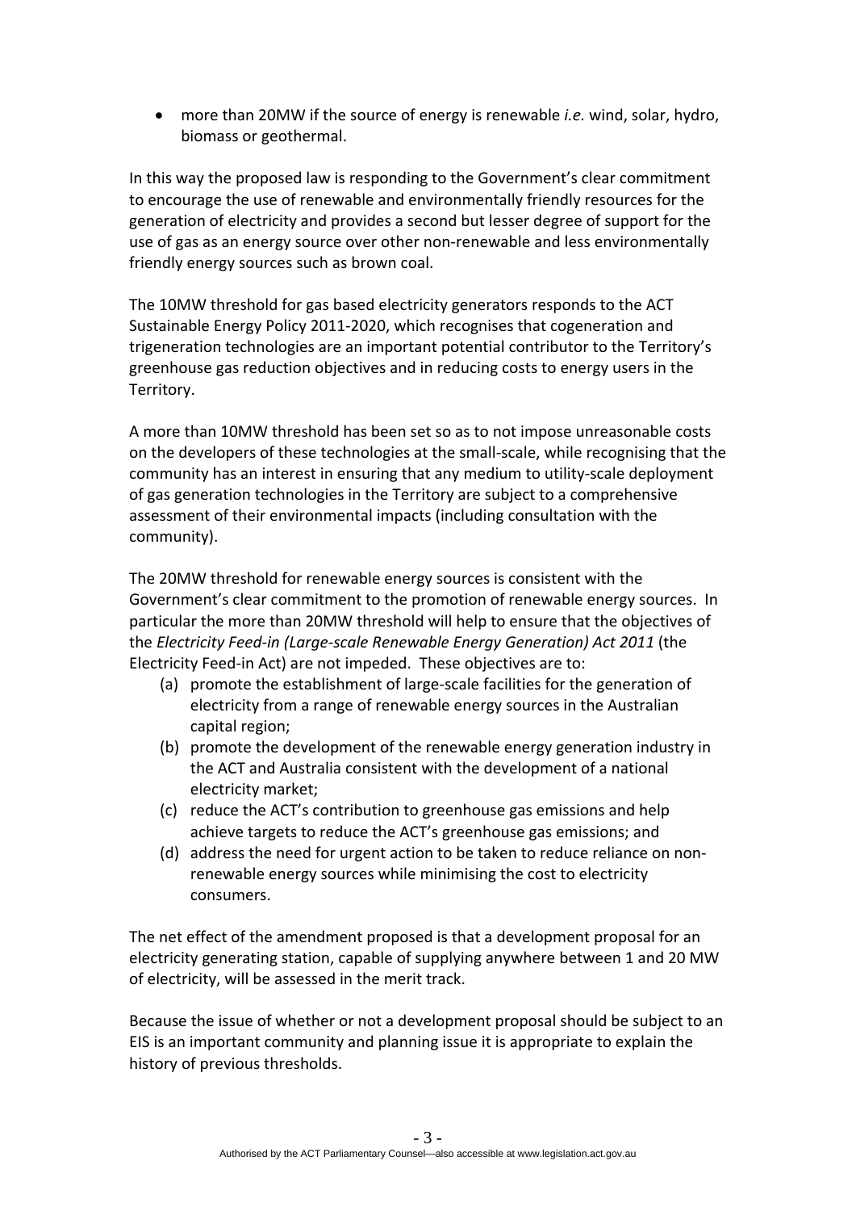- more than 20MW if the source of energy is renewable *i.e.* wind, solar, hydro, biomass or geothermal.

In this way the proposed law is responding to the Government's clear commitment to encourage the use of renewable and environmentally friendly resources for the generation of electricity and provides a second but lesser degree of support for the use of gas as an energy source over other non-renewable and less environmentally friendly energy sources such as brown coal.

The 10MW threshold for gas based electricity generators responds to the ACT Sustainable Energy Policy 2011-2020, which recognises that cogeneration and trigeneration technologies are an important potential contributor to the Territory's greenhouse gas reduction objectives and in reducing costs to energy users in the Territory.

A more than 10MW threshold has been set so as to not impose unreasonable costs on the developers of these technologies at the small-scale, while recognising that the community has an interest in ensuring that any medium to utility-scale deployment of gas generation technologies in the Territory are subject to a comprehensive assessment of their environmental impacts (including consultation with the community).

The 20MW threshold for renewable energy sources is consistent with the Government's clear commitment to the promotion of renewable energy sources. In particular the more than 20MW threshold will help to ensure that the objectives of the *Electricity Feed-in (Large-scale Renewable Energy Generation) Act 2011* (the Electricity Feed-in Act) are not impeded. These objectives are to:

(a) promote the establishment of large-scale facilities for the generation of electricity from a range of renewable energy sources in the Australian capital region;
(b) promote the development of the renewable energy generation industry in the ACT and Australia consistent with the development of a national electricity market;
(c) reduce the ACT's contribution to greenhouse gas emissions and help achieve targets to reduce the ACT's greenhouse gas emissions; and
(d) address the need for urgent action to be taken to reduce reliance on non-renewable energy sources while minimising the cost to electricity consumers.

The net effect of the amendment proposed is that a development proposal for an electricity generating station, capable of supplying anywhere between 1 and 20 MW of electricity, will be assessed in the merit track.

Because the issue of whether or not a development proposal should be subject to an EIS is an important community and planning issue it is appropriate to explain the history of previous thresholds.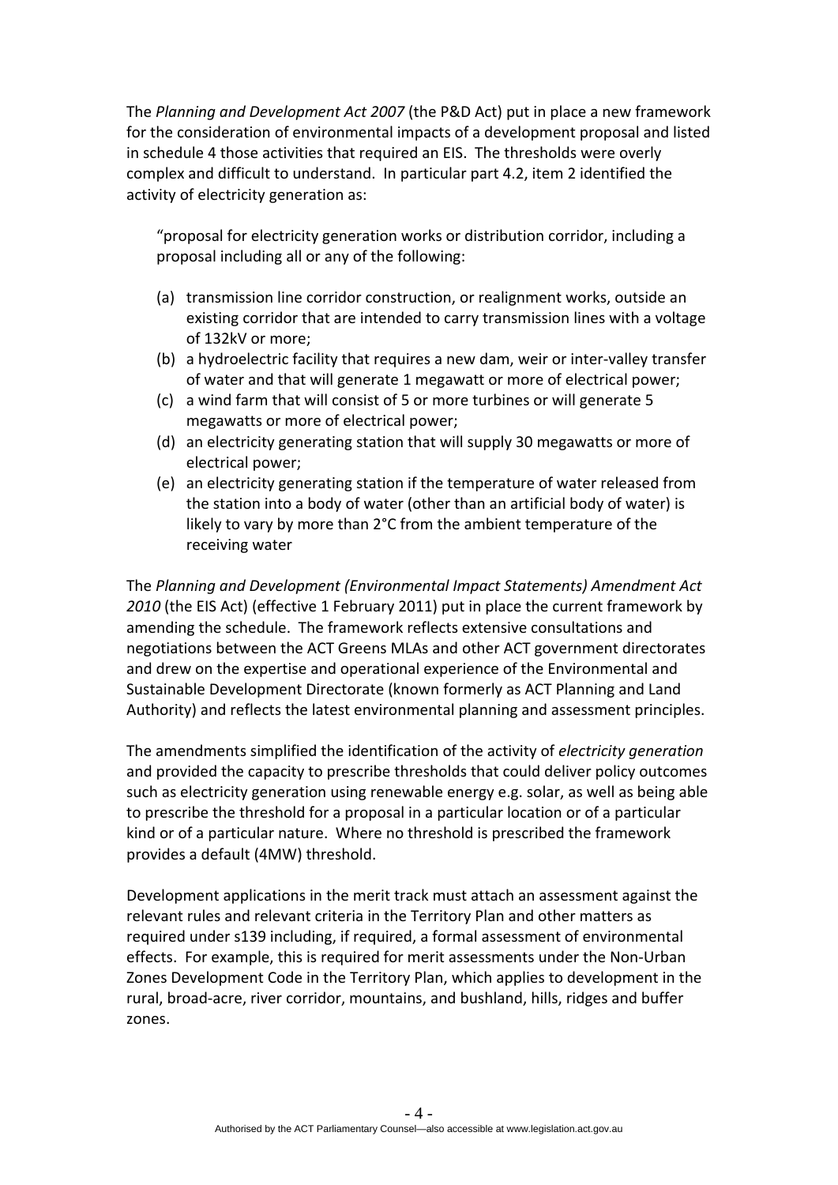The *Planning and Development Act 2007* (the P&D Act) put in place a new framework for the consideration of environmental impacts of a development proposal and listed in schedule 4 those activities that required an EIS. The thresholds were overly complex and difficult to understand. In particular part 4.2, item 2 identified the activity of electricity generation as:

> "proposal for electricity generation works or distribution corridor, including a proposal including all or any of the following:
>
> (a) transmission line corridor construction, or realignment works, outside an existing corridor that are intended to carry transmission lines with a voltage of 132kV or more;
> (b) a hydroelectric facility that requires a new dam, weir or inter-valley transfer of water and that will generate 1 megawatt or more of electrical power;
> (c) a wind farm that will consist of 5 or more turbines or will generate 5 megawatts or more of electrical power;
> (d) an electricity generating station that will supply 30 megawatts or more of electrical power;
> (e) an electricity generating station if the temperature of water released from the station into a body of water (other than an artificial body of water) is likely to vary by more than 2°C from the ambient temperature of the receiving water

The *Planning and Development (Environmental Impact Statements) Amendment Act 2010* (the EIS Act) (effective 1 February 2011) put in place the current framework by amending the schedule. The framework reflects extensive consultations and negotiations between the ACT Greens MLAs and other ACT government directorates and drew on the expertise and operational experience of the Environmental and Sustainable Development Directorate (known formerly as ACT Planning and Land Authority) and reflects the latest environmental planning and assessment principles.

The amendments simplified the identification of the activity of *electricity generation* and provided the capacity to prescribe thresholds that could deliver policy outcomes such as electricity generation using renewable energy e.g. solar, as well as being able to prescribe the threshold for a proposal in a particular location or of a particular kind or of a particular nature. Where no threshold is prescribed the framework provides a default (4MW) threshold.

Development applications in the merit track must attach an assessment against the relevant rules and relevant criteria in the Territory Plan and other matters as required under s139 including, if required, a formal assessment of environmental effects. For example, this is required for merit assessments under the Non-Urban Zones Development Code in the Territory Plan, which applies to development in the rural, broad-acre, river corridor, mountains, and bushland, hills, ridges and buffer zones.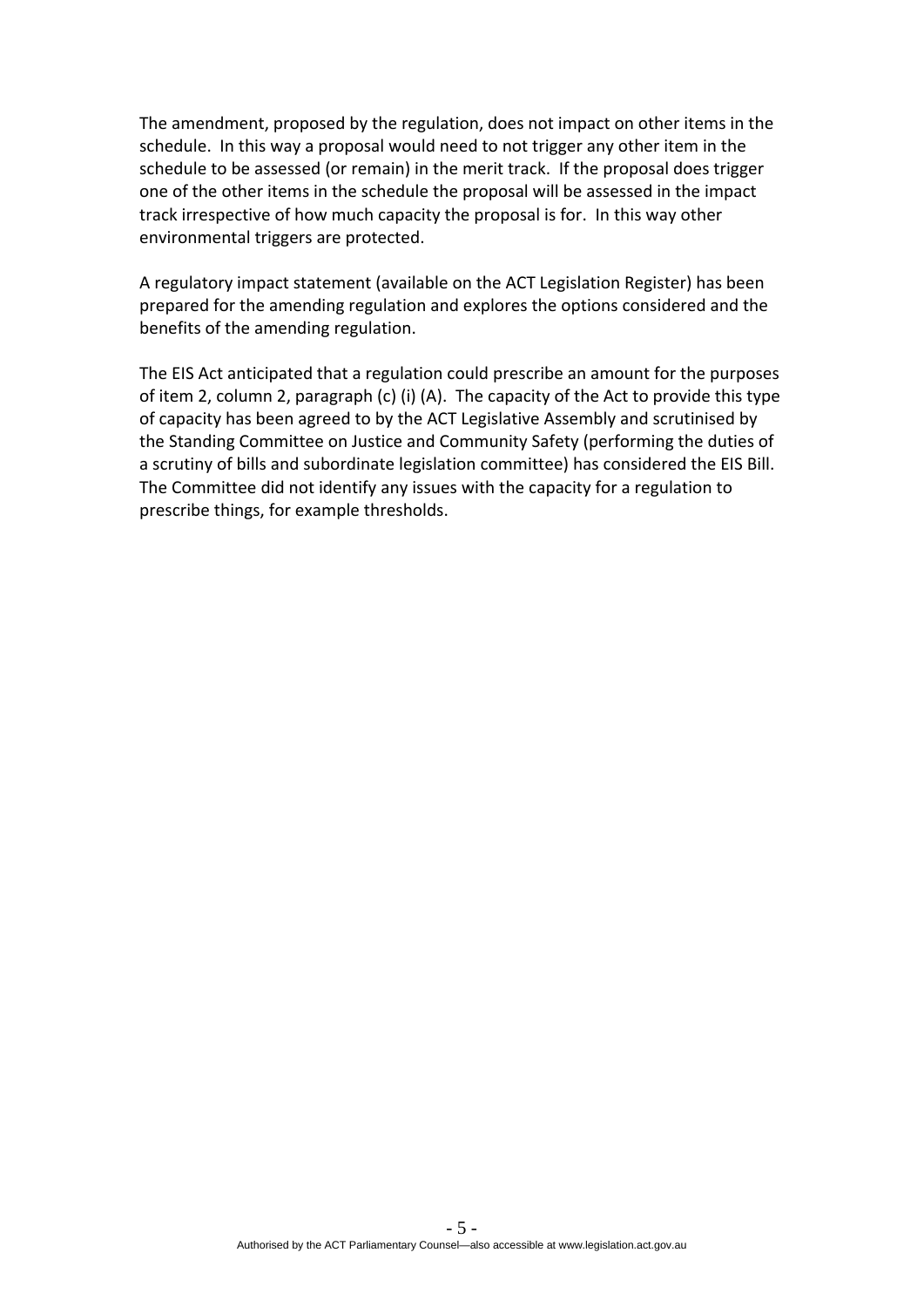The amendment, proposed by the regulation, does not impact on other items in the schedule. In this way a proposal would need to not trigger any other item in the schedule to be assessed (or remain) in the merit track. If the proposal does trigger one of the other items in the schedule the proposal will be assessed in the impact track irrespective of how much capacity the proposal is for. In this way other environmental triggers are protected.

A regulatory impact statement (available on the ACT Legislation Register) has been prepared for the amending regulation and explores the options considered and the benefits of the amending regulation.

The EIS Act anticipated that a regulation could prescribe an amount for the purposes of item 2, column 2, paragraph (c) (i) (A). The capacity of the Act to provide this type of capacity has been agreed to by the ACT Legislative Assembly and scrutinised by the Standing Committee on Justice and Community Safety (performing the duties of a scrutiny of bills and subordinate legislation committee) has considered the EIS Bill. The Committee did not identify any issues with the capacity for a regulation to prescribe things, for example thresholds.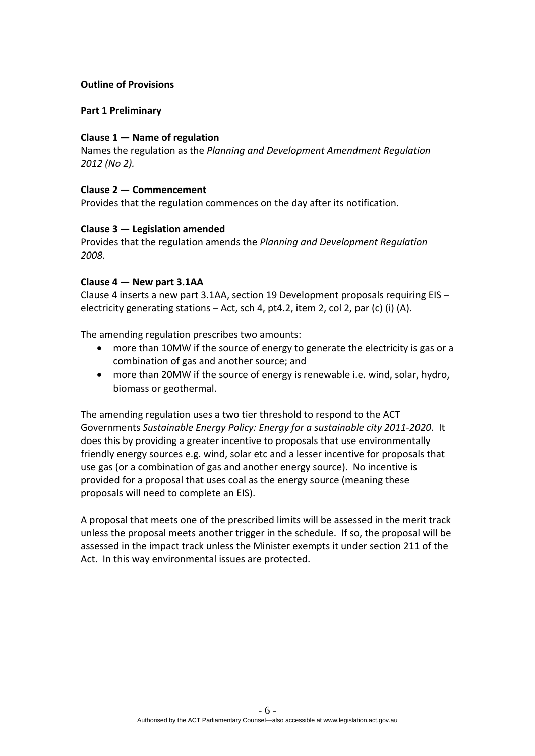**Outline of Provisions**

**Part 1 Preliminary**

**Clause 1 — Name of regulation**

Names the regulation as the *Planning and Development Amendment Regulation 2012 (No 2).*

**Clause 2 — Commencement**

Provides that the regulation commences on the day after its notification.

**Clause 3 — Legislation amended**

Provides that the regulation amends the *Planning and Development Regulation 2008*.

**Clause 4 — New part 3.1AA**

Clause 4 inserts a new part 3.1AA, section 19 Development proposals requiring EIS – electricity generating stations – Act, sch 4, pt4.2, item 2, col 2, par (c) (i) (A).

The amending regulation prescribes two amounts:

- more than 10MW if the source of energy to generate the electricity is gas or a combination of gas and another source; and
- more than 20MW if the source of energy is renewable i.e. wind, solar, hydro, biomass or geothermal.

The amending regulation uses a two tier threshold to respond to the ACT Governments *Sustainable Energy Policy: Energy for a sustainable city 2011-2020*. It does this by providing a greater incentive to proposals that use environmentally friendly energy sources e.g. wind, solar etc and a lesser incentive for proposals that use gas (or a combination of gas and another energy source). No incentive is provided for a proposal that uses coal as the energy source (meaning these proposals will need to complete an EIS).

A proposal that meets one of the prescribed limits will be assessed in the merit track unless the proposal meets another trigger in the schedule. If so, the proposal will be assessed in the impact track unless the Minister exempts it under section 211 of the Act. In this way environmental issues are protected.